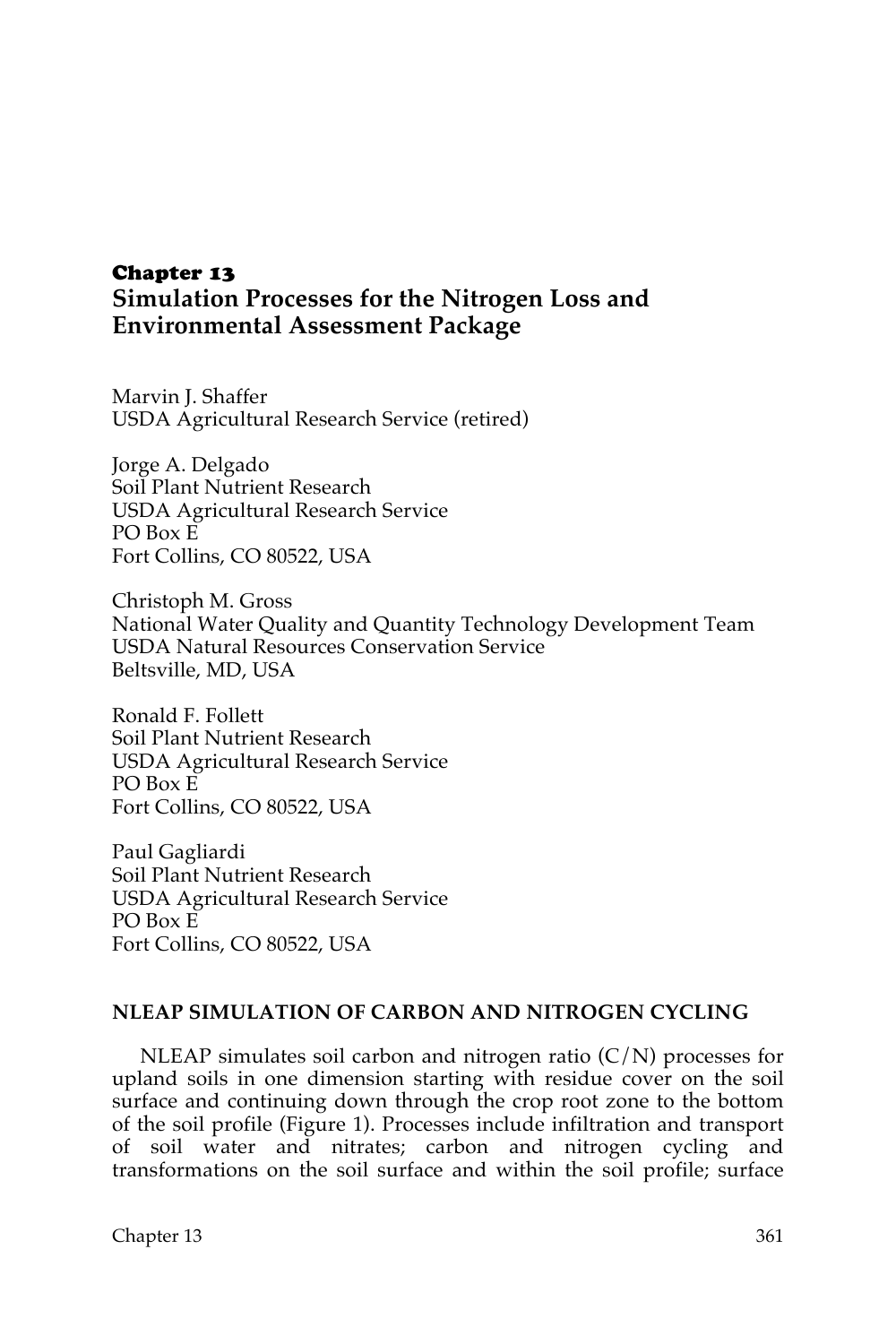# Chapter 13

# Simulation Processes for the Nitrogen Loss and Environmental Assessment Package

Marvin J. Shaffer
USDA Agricultural Research Service (retired)

Jorge A. Delgado
Soil Plant Nutrient Research
USDA Agricultural Research Service
PO Box E
Fort Collins, CO 80522, USA

Christoph M. Gross
National Water Quality and Quantity Technology Development Team
USDA Natural Resources Conservation Service
Beltsville, MD, USA

Ronald F. Follett
Soil Plant Nutrient Research
USDA Agricultural Research Service
PO Box E
Fort Collins, CO 80522, USA

Paul Gagliardi
Soil Plant Nutrient Research
USDA Agricultural Research Service
PO Box E
Fort Collins, CO 80522, USA

## NLEAP SIMULATION OF CARBON AND NITROGEN CYCLING

NLEAP simulates soil carbon and nitrogen ratio (C/N) processes for upland soils in one dimension starting with residue cover on the soil surface and continuing down through the crop root zone to the bottom of the soil profile (Figure 1). Processes include infiltration and transport of soil water and nitrates; carbon and nitrogen cycling and transformations on the soil surface and within the soil profile; surface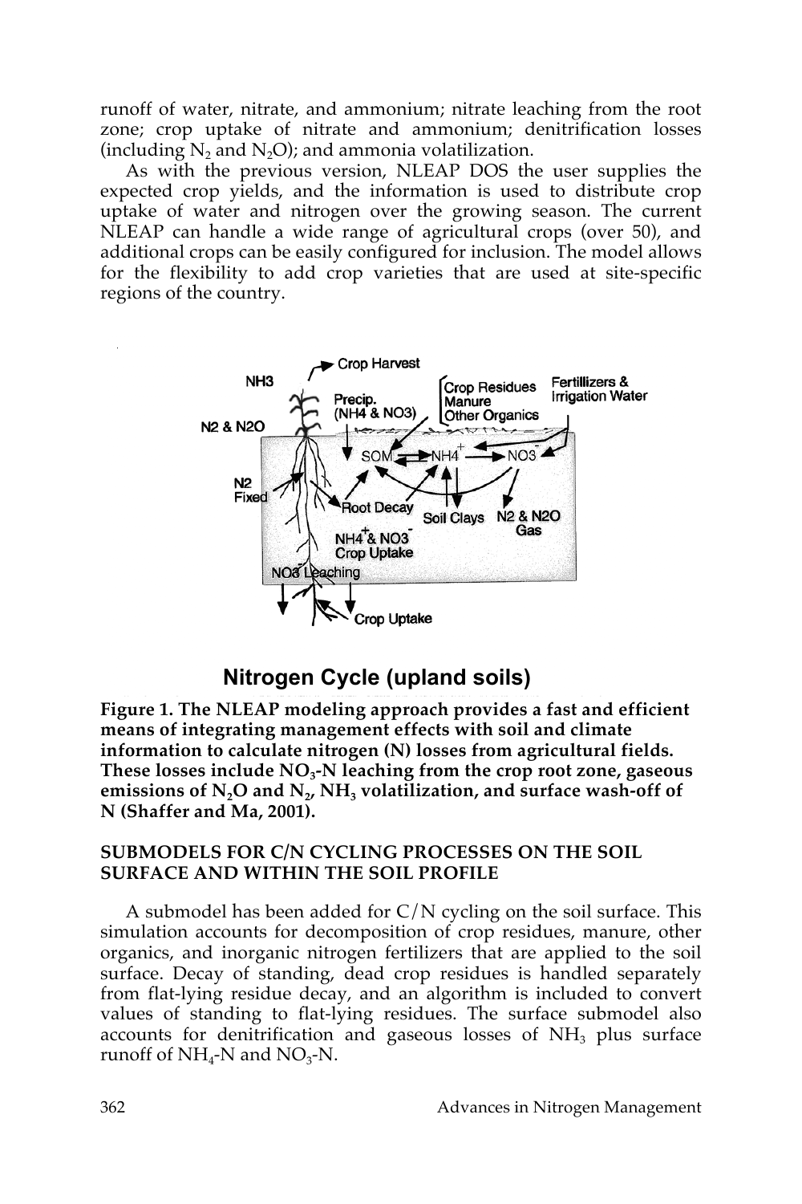runoff of water, nitrate, and ammonium; nitrate leaching from the root zone; crop uptake of nitrate and ammonium; denitrification losses (including $N_2$ and $N_2O$); and ammonia volatilization.

As with the previous version, NLEAP DOS the user supplies the expected crop yields, and the information is used to distribute crop uptake of water and nitrogen over the growing season. The current NLEAP can handle a wide range of agricultural crops (over 50), and additional crops can be easily configured for inclusion. The model allows for the flexibility to add crop varieties that are used at site-specific regions of the country.

**Nitrogen Cycle (upland soils)**

**Figure 1. The NLEAP modeling approach provides a fast and efficient means of integrating management effects with soil and climate information to calculate nitrogen (N) losses from agricultural fields. These losses include $NO_3$-N leaching from the crop root zone, gaseous emissions of $N_2O$ and $N_2$, $NH_3$ volatilization, and surface wash-off of N (Shaffer and Ma, 2001).**

## SUBMODELS FOR C/N CYCLING PROCESSES ON THE SOIL SURFACE AND WITHIN THE SOIL PROFILE

A submodel has been added for C/N cycling on the soil surface. This simulation accounts for decomposition of crop residues, manure, other organics, and inorganic nitrogen fertilizers that are applied to the soil surface. Decay of standing, dead crop residues is handled separately from flat-lying residue decay, and an algorithm is included to convert values of standing to flat-lying residues. The surface submodel also accounts for denitrification and gaseous losses of $NH_3$ plus surface runoff of $NH_4$-N and $NO_3$-N.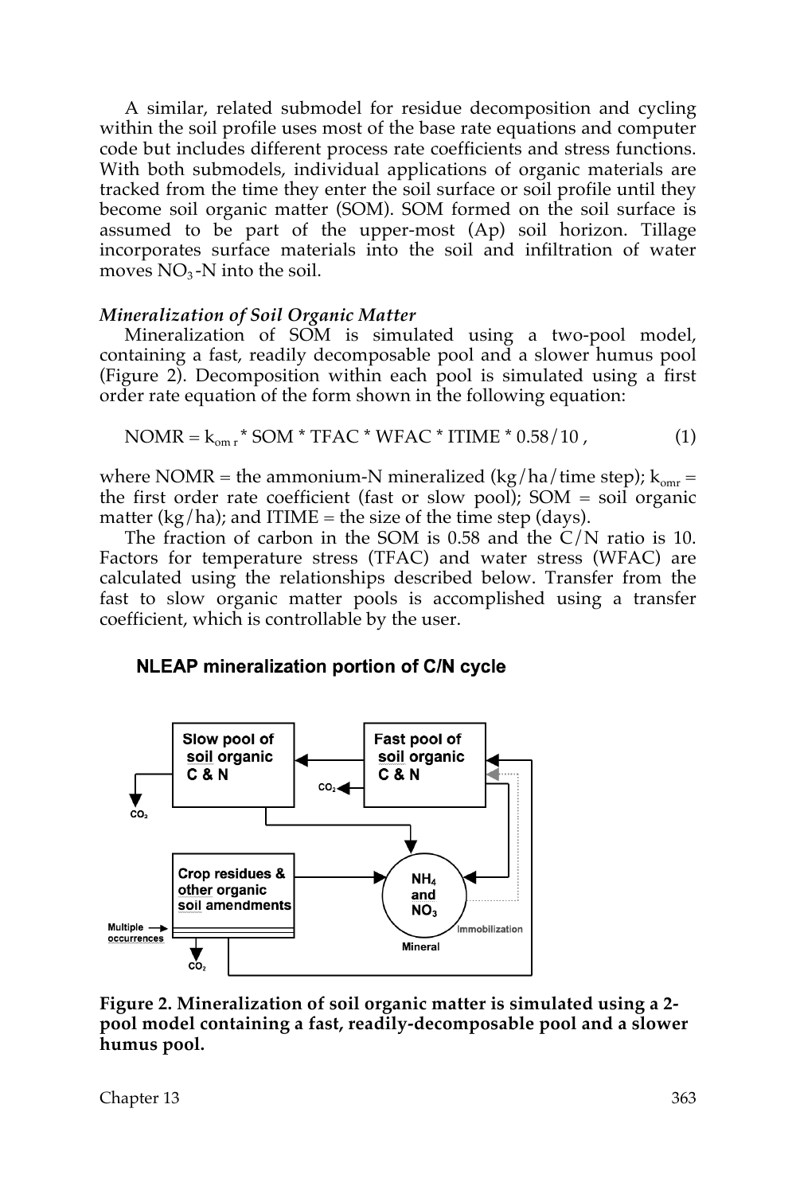A similar, related submodel for residue decomposition and cycling within the soil profile uses most of the base rate equations and computer code but includes different process rate coefficients and stress functions. With both submodels, individual applications of organic materials are tracked from the time they enter the soil surface or soil profile until they become soil organic matter (SOM). SOM formed on the soil surface is assumed to be part of the upper-most (Ap) soil horizon. Tillage incorporates surface materials into the soil and infiltration of water moves $NO_3$-N into the soil.

### *Mineralization of Soil Organic Matter*

Mineralization of SOM is simulated using a two-pool model, containing a fast, readily decomposable pool and a slower humus pool (Figure 2). Decomposition within each pool is simulated using a first order rate equation of the form shown in the following equation:

$$NOMR = k_{om\,r} * SOM * TFAC * WFAC * ITIME * 0.58/10 , \qquad (1)$$

where NOMR = the ammonium-N mineralized (kg/ha/time step); $k_{omr}$ = the first order rate coefficient (fast or slow pool); SOM = soil organic matter (kg/ha); and ITIME = the size of the time step (days).

The fraction of carbon in the SOM is 0.58 and the C/N ratio is 10. Factors for temperature stress (TFAC) and water stress (WFAC) are calculated using the relationships described below. Transfer from the fast to slow organic matter pools is accomplished using a transfer coefficient, which is controllable by the user.

**NLEAP mineralization portion of C/N cycle**

Slow pool of soil organic C & N

Fast pool of soil organic C & N

$CO_2$

$CO_2$

Crop residues & other organic soil amendments

Multiple occurrences

$CO_2$

$NH_4$ and $NO_3$

Mineral

Immobilization

**Figure 2. Mineralization of soil organic matter is simulated using a 2-pool model containing a fast, readily-decomposable pool and a slower humus pool.**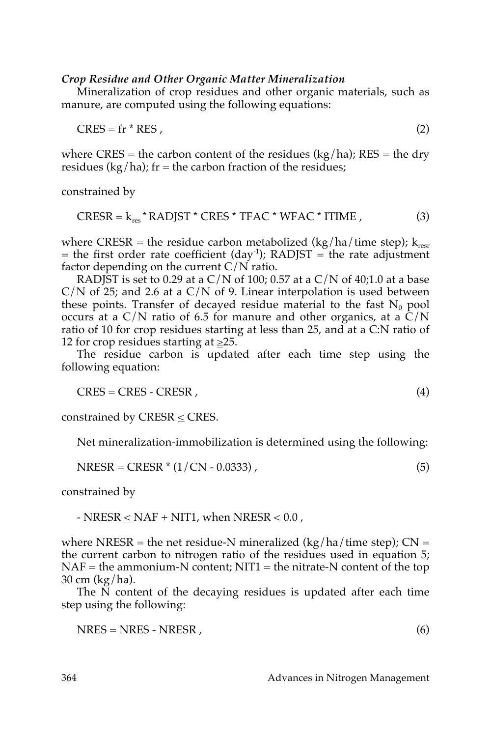### *Crop Residue and Other Organic Matter Mineralization*

Mineralization of crop residues and other organic materials, such as manure, are computed using the following equations:

$$CRES = fr * RES , \tag{2}$$

where CRES = the carbon content of the residues (kg/ha); RES = the dry residues (kg/ha); fr = the carbon fraction of the residues;

constrained by

$$CRESR = k_{res} * RADJST * CRES * TFAC * WFAC * ITIME , \tag{3}$$

where CRESR = the residue carbon metabolized (kg/ha/time step); $k_{resr}$ = the first order rate coefficient ($day^{-1}$); RADJST = the rate adjustment factor depending on the current C/N ratio.

RADJST is set to 0.29 at a C/N of 100; 0.57 at a C/N of 40;1.0 at a base C/N of 25; and 2.6 at a C/N of 9. Linear interpolation is used between these points. Transfer of decayed residue material to the fast $N_0$ pool occurs at a C/N ratio of 6.5 for manure and other organics, at a C/N ratio of 10 for crop residues starting at less than 25, and at a C:N ratio of 12 for crop residues starting at $\geq$25.

The residue carbon is updated after each time step using the following equation:

$$CRES = CRES - CRESR , \tag{4}$$

constrained by CRESR $\leq$ CRES.

Net mineralization-immobilization is determined using the following:

$$NRESR = CRESR * (1/CN - 0.0333) , \tag{5}$$

constrained by

$$- NRESR \leq NAF + NIT1, \text{ when } NRESR < 0.0 ,$$

where NRESR = the net residue-N mineralized (kg/ha/time step); CN = the current carbon to nitrogen ratio of the residues used in equation 5; NAF = the ammonium-N content; NIT1 = the nitrate-N content of the top 30 cm (kg/ha).

The N content of the decaying residues is updated after each time step using the following:

$$NRES = NRES - NRESR , \tag{6}$$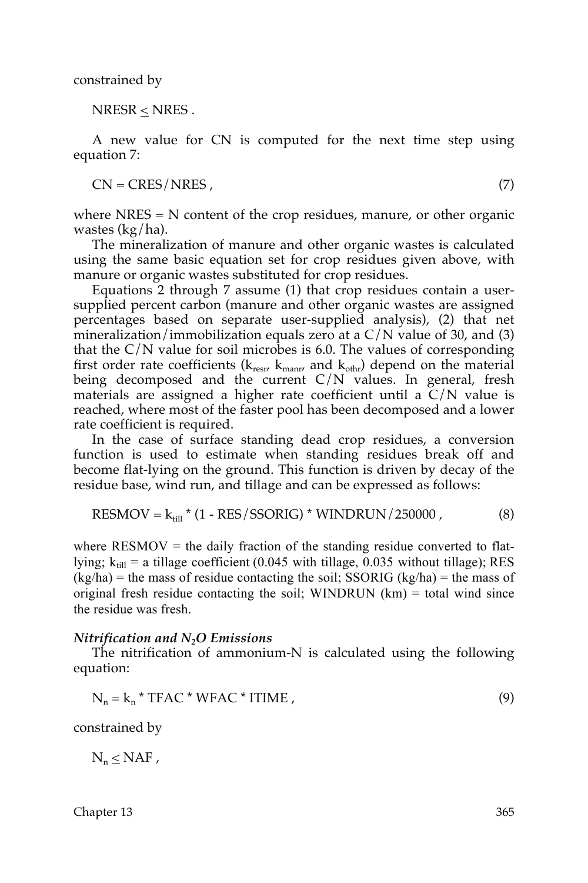constrained by

$$NRESR \leq NRES .$$

A new value for CN is computed for the next time step using equation 7:

$$CN = CRES/NRES , \tag{7}$$

where NRES = N content of the crop residues, manure, or other organic wastes (kg/ha).

The mineralization of manure and other organic wastes is calculated using the same basic equation set for crop residues given above, with manure or organic wastes substituted for crop residues.

Equations 2 through 7 assume (1) that crop residues contain a user-supplied percent carbon (manure and other organic wastes are assigned percentages based on separate user-supplied analysis), (2) that net mineralization/immobilization equals zero at a C/N value of 30, and (3) that the C/N value for soil microbes is 6.0. The values of corresponding first order rate coefficients ($k_{resr}$, $k_{manr}$, and $k_{othr}$) depend on the material being decomposed and the current C/N values. In general, fresh materials are assigned a higher rate coefficient until a C/N value is reached, where most of the faster pool has been decomposed and a lower rate coefficient is required.

In the case of surface standing dead crop residues, a conversion function is used to estimate when standing residues break off and become flat-lying on the ground. This function is driven by decay of the residue base, wind run, and tillage and can be expressed as follows:

$$RESMOV = k_{till} * (1 - RES/SSORIG) * WINDRUN/250000 , \tag{8}$$

where RESMOV = the daily fraction of the standing residue converted to flat-lying; $k_{till}$ = a tillage coefficient (0.045 with tillage, 0.035 without tillage); RES (kg/ha) = the mass of residue contacting the soil; SSORIG (kg/ha) = the mass of original fresh residue contacting the soil; WINDRUN (km) = total wind since the residue was fresh.

### *Nitrification and $N_2O$ Emissions*

The nitrification of ammonium-N is calculated using the following equation:

$$N_n = k_n * TFAC * WFAC * ITIME , \tag{9}$$

constrained by

$$N_n \leq NAF ,$$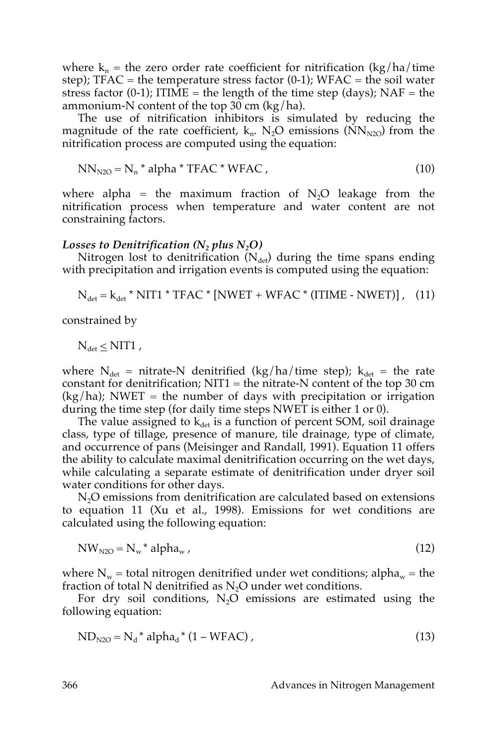where $k_n$ = the zero order rate coefficient for nitrification (kg/ha/time step); TFAC = the temperature stress factor (0-1); WFAC = the soil water stress factor (0-1); ITIME = the length of the time step (days); NAF = the ammonium-N content of the top 30 cm (kg/ha).

The use of nitrification inhibitors is simulated by reducing the magnitude of the rate coefficient, $k_n$. $N_2O$ emissions ($NN_{N2O}$) from the nitrification process are computed using the equation:

$$NN_{N2O} = N_n * alpha * TFAC * WFAC \,, \tag{10}$$

where alpha = the maximum fraction of $N_2O$ leakage from the nitrification process when temperature and water content are not constraining factors.

### *Losses to Denitrification ($N_2$ plus $N_2O$)*

Nitrogen lost to denitrification ($N_{det}$) during the time spans ending with precipitation and irrigation events is computed using the equation:

$$N_{det} = k_{det} * NIT1 * TFAC * [NWET + WFAC * (ITIME - NWET)] \,, \tag{11}$$

constrained by

$$N_{det} \leq NIT1 \,,$$

where $N_{det}$ = nitrate-N denitrified (kg/ha/time step); $k_{det}$ = the rate constant for denitrification; NIT1 = the nitrate-N content of the top 30 cm (kg/ha); NWET = the number of days with precipitation or irrigation during the time step (for daily time steps NWET is either 1 or 0).

The value assigned to $k_{det}$ is a function of percent SOM, soil drainage class, type of tillage, presence of manure, tile drainage, type of climate, and occurrence of pans (Meisinger and Randall, 1991). Equation 11 offers the ability to calculate maximal denitrification occurring on the wet days, while calculating a separate estimate of denitrification under dryer soil water conditions for other days.

$N_2O$ emissions from denitrification are calculated based on extensions to equation 11 (Xu et al., 1998). Emissions for wet conditions are calculated using the following equation:

$$NW_{N2O} = N_w * alpha_w \,, \tag{12}$$

where $N_w$ = total nitrogen denitrified under wet conditions; $alpha_w$ = the fraction of total N denitrified as $N_2O$ under wet conditions.

For dry soil conditions, $N_2O$ emissions are estimated using the following equation:

$$ND_{N2O} = N_d * alpha_d * (1 - WFAC) \,, \tag{13}$$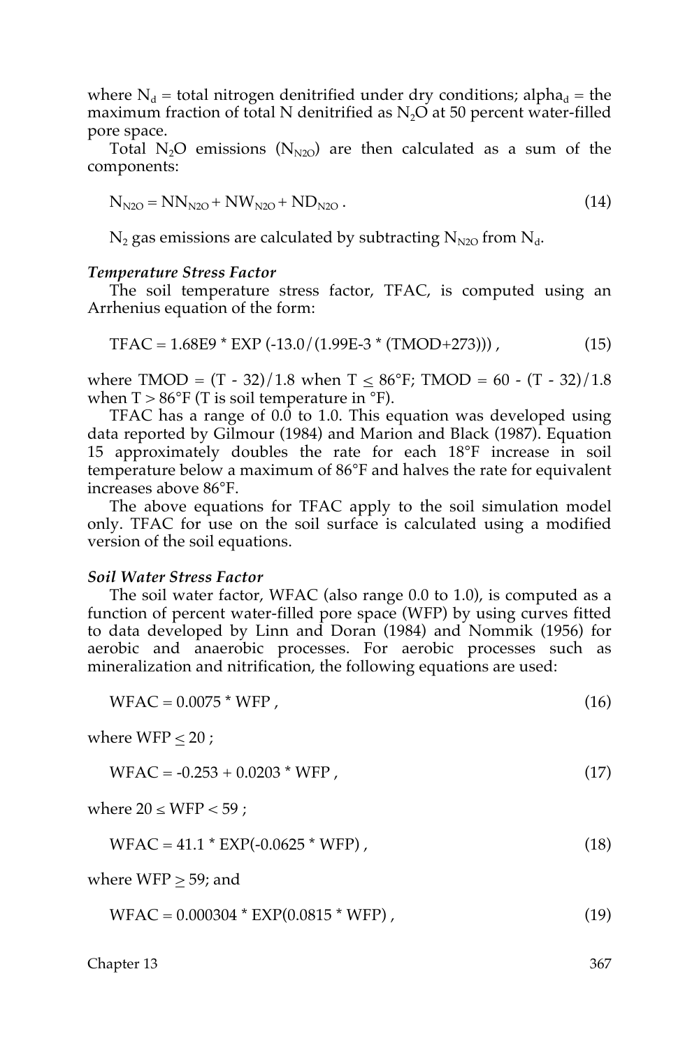where $N_d$ = total nitrogen denitrified under dry conditions; $alpha_d$ = the maximum fraction of total N denitrified as $N_2O$ at 50 percent water-filled pore space.

Total $N_2O$ emissions ($N_{N2O}$) are then calculated as a sum of the components:

$$N_{N2O} = NN_{N2O} + NW_{N2O} + ND_{N2O} \; . \tag{14}$$

$N_2$ gas emissions are calculated by subtracting $N_{N2O}$ from $N_d$.

***Temperature Stress Factor***

The soil temperature stress factor, TFAC, is computed using an Arrhenius equation of the form:

$$TFAC = 1.68E9 * EXP\,(-13.0/(1.99E\text{-}3 * (TMOD{+}273)))\;, \tag{15}$$

where TMOD = (T - 32)/1.8 when T $\leq$ 86°F; TMOD = 60 - (T - 32)/1.8 when T > 86°F (T is soil temperature in °F).

TFAC has a range of 0.0 to 1.0. This equation was developed using data reported by Gilmour (1984) and Marion and Black (1987). Equation 15 approximately doubles the rate for each 18°F increase in soil temperature below a maximum of 86°F and halves the rate for equivalent increases above 86°F.

The above equations for TFAC apply to the soil simulation model only. TFAC for use on the soil surface is calculated using a modified version of the soil equations.

***Soil Water Stress Factor***

The soil water factor, WFAC (also range 0.0 to 1.0), is computed as a function of percent water-filled pore space (WFP) by using curves fitted to data developed by Linn and Doran (1984) and Nommik (1956) for aerobic and anaerobic processes. For aerobic processes such as mineralization and nitrification, the following equations are used:

$$WFAC = 0.0075 * WFP\;, \tag{16}$$

where WFP $\leq$ 20 ;

$$WFAC = -0.253 + 0.0203 * WFP\;, \tag{17}$$

where 20 $\leq$ WFP < 59 ;

$$WFAC = 41.1 * EXP(-0.0625 * WFP)\;, \tag{18}$$

where WFP $\geq$ 59; and

$$WFAC = 0.000304 * EXP(0.0815 * WFP)\;, \tag{19}$$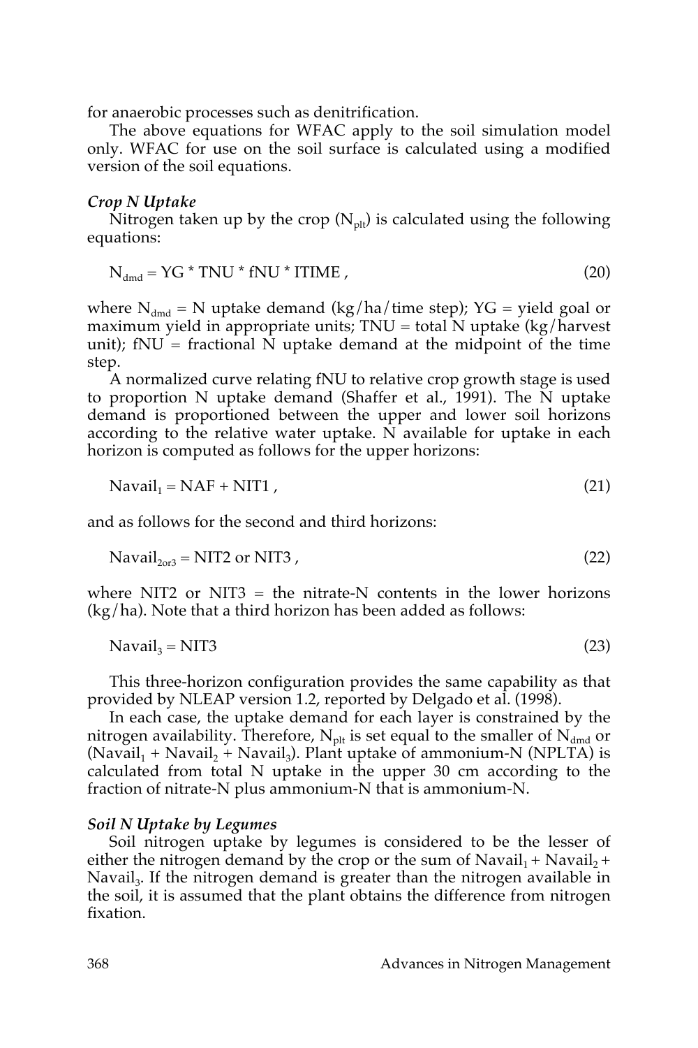for anaerobic processes such as denitrification.

The above equations for WFAC apply to the soil simulation model only. WFAC for use on the soil surface is calculated using a modified version of the soil equations.

### *Crop N Uptake*

Nitrogen taken up by the crop ($N_{plt}$) is calculated using the following equations:

$$N_{dmd} = YG * TNU * fNU * ITIME \, , \tag{20}$$

where $N_{dmd}$ = N uptake demand (kg/ha/time step); YG = yield goal or maximum yield in appropriate units; TNU = total N uptake (kg/harvest unit); fNU = fractional N uptake demand at the midpoint of the time step.

A normalized curve relating fNU to relative crop growth stage is used to proportion N uptake demand (Shaffer et al., 1991). The N uptake demand is proportioned between the upper and lower soil horizons according to the relative water uptake. N available for uptake in each horizon is computed as follows for the upper horizons:

$$Navail_1 = NAF + NIT1 \, , \tag{21}$$

and as follows for the second and third horizons:

$$Navail_{2or3} = NIT2 \text{ or } NIT3 \, , \tag{22}$$

where NIT2 or NIT3 = the nitrate-N contents in the lower horizons (kg/ha). Note that a third horizon has been added as follows:

$$Navail_3 = NIT3 \tag{23}$$

This three-horizon configuration provides the same capability as that provided by NLEAP version 1.2, reported by Delgado et al. (1998).

In each case, the uptake demand for each layer is constrained by the nitrogen availability. Therefore, $N_{plt}$ is set equal to the smaller of $N_{dmd}$ or ($Navail_1$ + $Navail_2$ + $Navail_3$). Plant uptake of ammonium-N (NPLTA) is calculated from total N uptake in the upper 30 cm according to the fraction of nitrate-N plus ammonium-N that is ammonium-N.

### *Soil N Uptake by Legumes*

Soil nitrogen uptake by legumes is considered to be the lesser of either the nitrogen demand by the crop or the sum of $Navail_1$ + $Navail_2$ + $Navail_3$. If the nitrogen demand is greater than the nitrogen available in the soil, it is assumed that the plant obtains the difference from nitrogen fixation.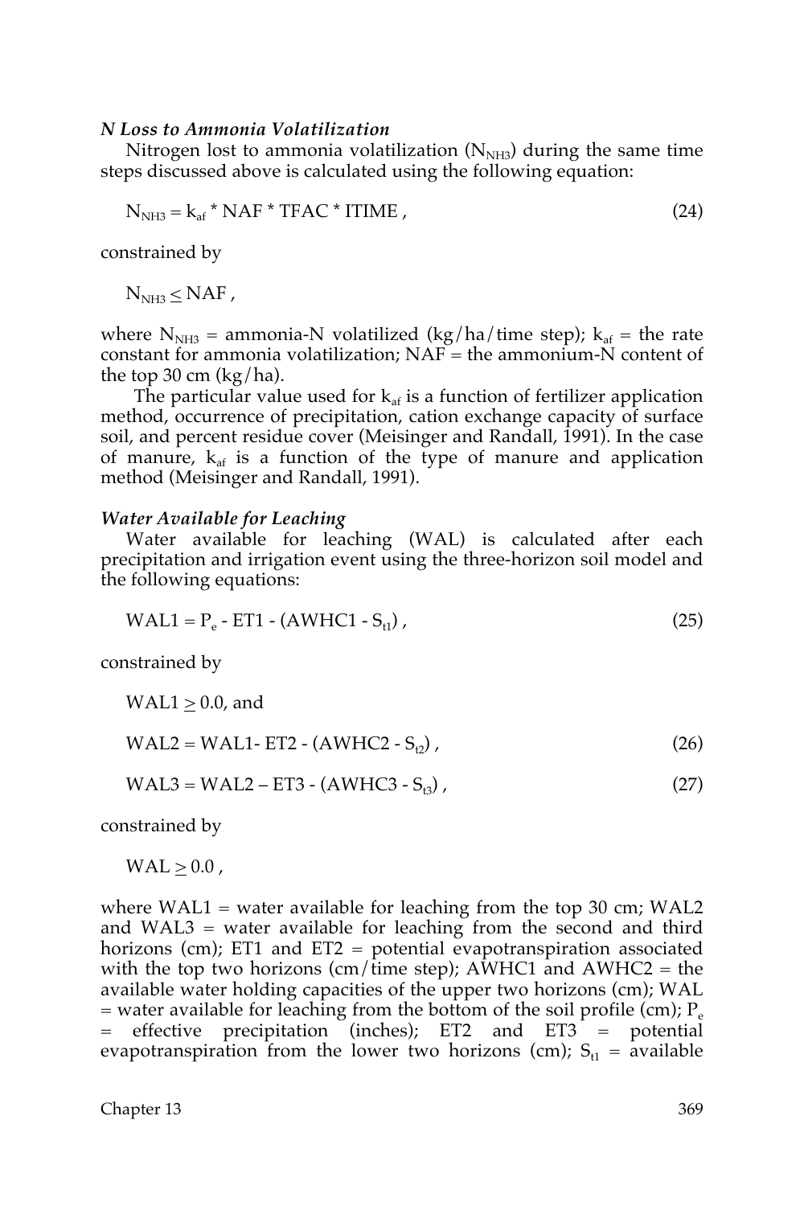### *N Loss to Ammonia Volatilization*

Nitrogen lost to ammonia volatilization ($N_{NH3}$) during the same time steps discussed above is calculated using the following equation:

$$N_{NH3} = k_{af} * NAF * TFAC * ITIME \, , \tag{24}$$

constrained by

$$N_{NH3} \leq NAF \, ,$$

where $N_{NH3}$ = ammonia-N volatilized (kg/ha/time step); $k_{af}$ = the rate constant for ammonia volatilization; NAF = the ammonium-N content of the top 30 cm (kg/ha).

The particular value used for $k_{af}$ is a function of fertilizer application method, occurrence of precipitation, cation exchange capacity of surface soil, and percent residue cover (Meisinger and Randall, 1991). In the case of manure, $k_{af}$ is a function of the type of manure and application method (Meisinger and Randall, 1991).

### *Water Available for Leaching*

Water available for leaching (WAL) is calculated after each precipitation and irrigation event using the three-horizon soil model and the following equations:

$$WAL1 = P_e - ET1 - (AWHC1 - S_{t1}) \, , \tag{25}$$

constrained by

$$WAL1 \geq 0.0, \text{ and}$$

$$WAL2 = WAL1 - ET2 - (AWHC2 - S_{t2}) \, , \tag{26}$$

$$WAL3 = WAL2 - ET3 - (AWHC3 - S_{t3}) \, , \tag{27}$$

constrained by

$$WAL \geq 0.0 \, ,$$

where WAL1 = water available for leaching from the top 30 cm; WAL2 and WAL3 = water available for leaching from the second and third horizons (cm); ET1 and ET2 = potential evapotranspiration associated with the top two horizons (cm/time step); AWHC1 and AWHC2 = the available water holding capacities of the upper two horizons (cm); WAL = water available for leaching from the bottom of the soil profile (cm); $P_e$ = effective precipitation (inches); ET2 and ET3 = potential evapotranspiration from the lower two horizons (cm); $S_{t1}$ = available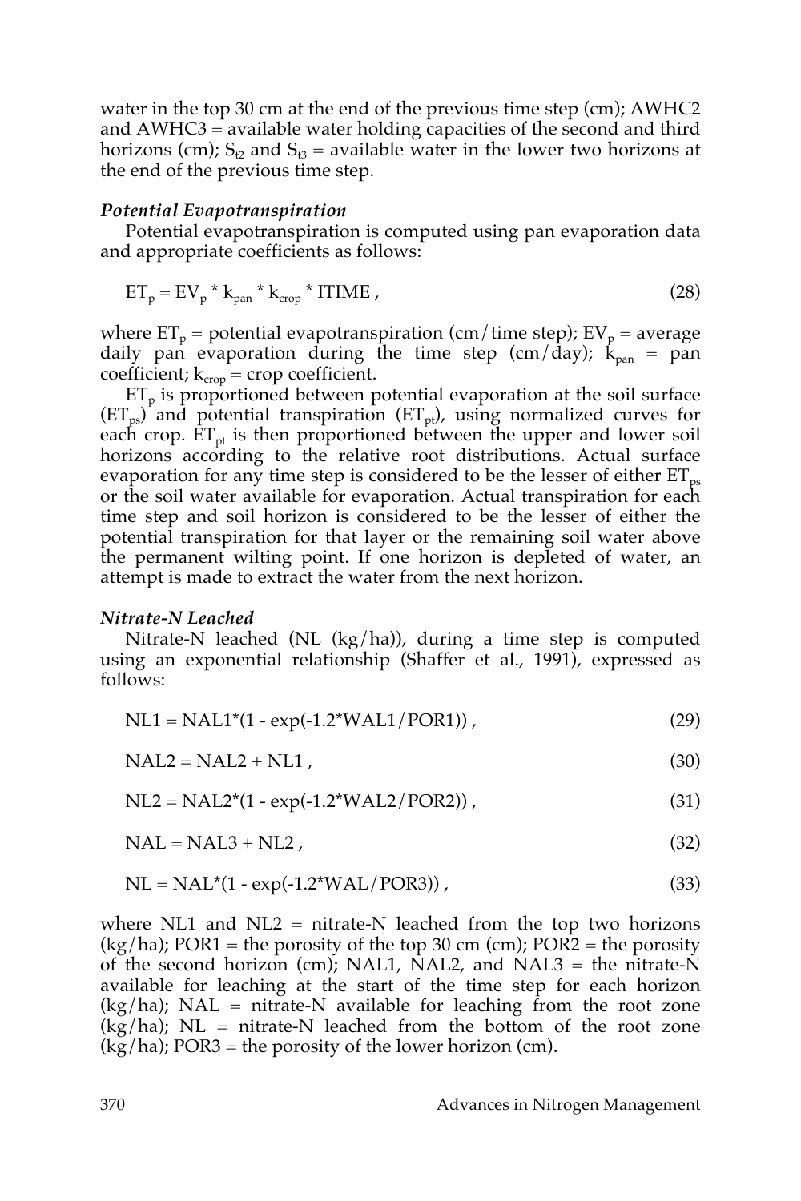water in the top 30 cm at the end of the previous time step (cm); AWHC2 and AWHC3 = available water holding capacities of the second and third horizons (cm); $S_{t2}$ and $S_{t3}$ = available water in the lower two horizons at the end of the previous time step.

### *Potential Evapotranspiration*

Potential evapotranspiration is computed using pan evaporation data and appropriate coefficients as follows:

$$ET_p = EV_p * k_{pan} * k_{crop} * ITIME \,, \tag{28}$$

where $ET_p$ = potential evapotranspiration (cm/time step); $EV_p$ = average daily pan evaporation during the time step (cm/day); $k_{pan}$ = pan coefficient; $k_{crop}$ = crop coefficient.

$ET_p$ is proportioned between potential evaporation at the soil surface ($ET_{ps}$) and potential transpiration ($ET_{pt}$), using normalized curves for each crop. $ET_{pt}$ is then proportioned between the upper and lower soil horizons according to the relative root distributions. Actual surface evaporation for any time step is considered to be the lesser of either $ET_{ps}$ or the soil water available for evaporation. Actual transpiration for each time step and soil horizon is considered to be the lesser of either the potential transpiration for that layer or the remaining soil water above the permanent wilting point. If one horizon is depleted of water, an attempt is made to extract the water from the next horizon.

### *Nitrate-N Leached*

Nitrate-N leached (NL (kg/ha)), during a time step is computed using an exponential relationship (Shaffer et al., 1991), expressed as follows:

$$NL1 = NAL1*(1 - \exp(-1.2*WAL1/POR1)) \,, \tag{29}$$

$$NAL2 = NAL2 + NL1 \,, \tag{30}$$

$$NL2 = NAL2*(1 - \exp(-1.2*WAL2/POR2)) \,, \tag{31}$$

$$NAL = NAL3 + NL2 \,, \tag{32}$$

$$NL = NAL*(1 - \exp(-1.2*WAL/POR3)) \,, \tag{33}$$

where NL1 and NL2 = nitrate-N leached from the top two horizons (kg/ha); POR1 = the porosity of the top 30 cm (cm); POR2 = the porosity of the second horizon (cm); NAL1, NAL2, and NAL3 = the nitrate-N available for leaching at the start of the time step for each horizon (kg/ha); NAL = nitrate-N available for leaching from the root zone (kg/ha); NL = nitrate-N leached from the bottom of the root zone (kg/ha); POR3 = the porosity of the lower horizon (cm).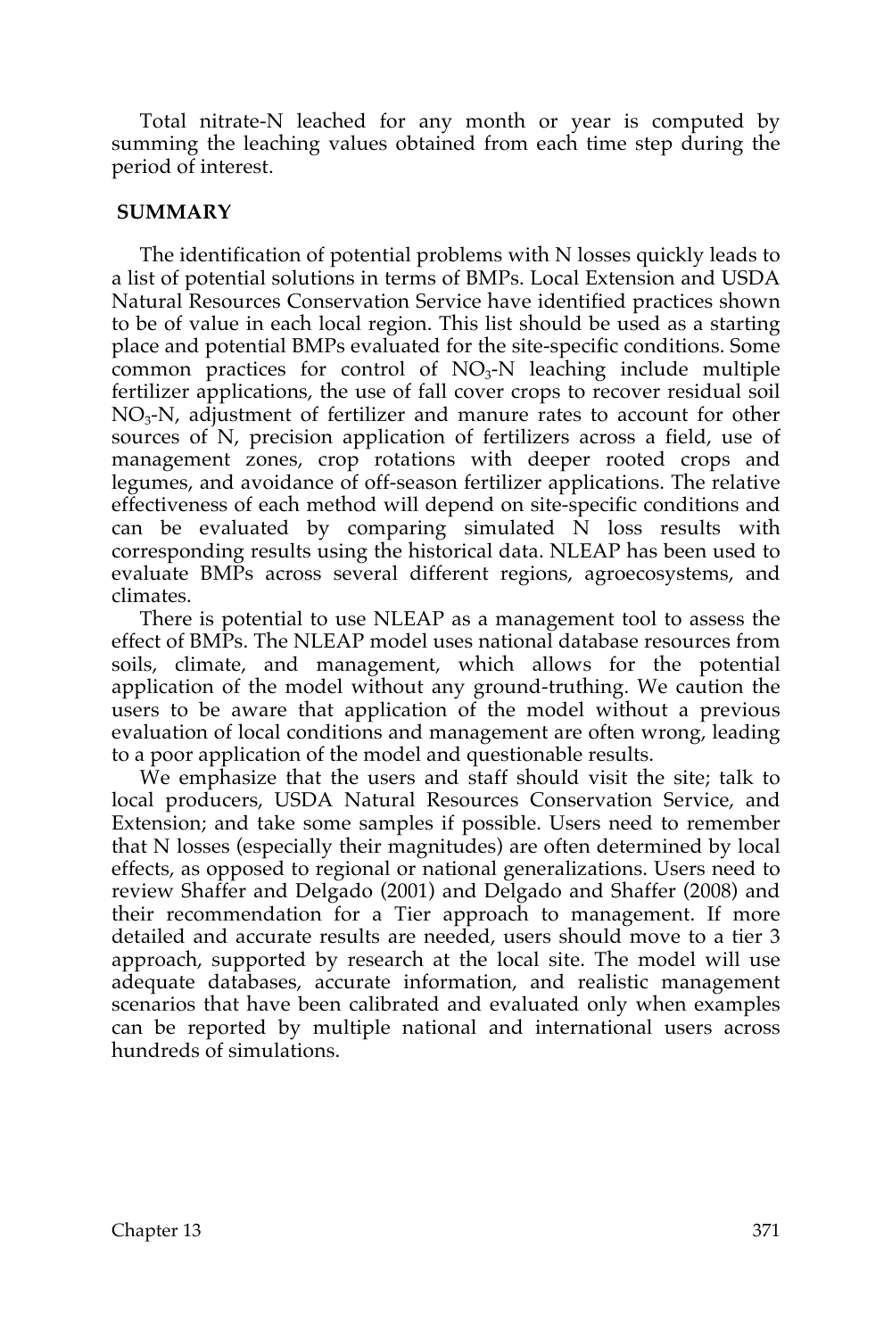Total nitrate-N leached for any month or year is computed by summing the leaching values obtained from each time step during the period of interest.

## SUMMARY

The identification of potential problems with N losses quickly leads to a list of potential solutions in terms of BMPs. Local Extension and USDA Natural Resources Conservation Service have identified practices shown to be of value in each local region. This list should be used as a starting place and potential BMPs evaluated for the site-specific conditions. Some common practices for control of $NO_3$-N leaching include multiple fertilizer applications, the use of fall cover crops to recover residual soil $NO_3$-N, adjustment of fertilizer and manure rates to account for other sources of N, precision application of fertilizers across a field, use of management zones, crop rotations with deeper rooted crops and legumes, and avoidance of off-season fertilizer applications. The relative effectiveness of each method will depend on site-specific conditions and can be evaluated by comparing simulated N loss results with corresponding results using the historical data. NLEAP has been used to evaluate BMPs across several different regions, agroecosystems, and climates.

There is potential to use NLEAP as a management tool to assess the effect of BMPs. The NLEAP model uses national database resources from soils, climate, and management, which allows for the potential application of the model without any ground-truthing. We caution the users to be aware that application of the model without a previous evaluation of local conditions and management are often wrong, leading to a poor application of the model and questionable results.

We emphasize that the users and staff should visit the site; talk to local producers, USDA Natural Resources Conservation Service, and Extension; and take some samples if possible. Users need to remember that N losses (especially their magnitudes) are often determined by local effects, as opposed to regional or national generalizations. Users need to review Shaffer and Delgado (2001) and Delgado and Shaffer (2008) and their recommendation for a Tier approach to management. If more detailed and accurate results are needed, users should move to a tier 3 approach, supported by research at the local site. The model will use adequate databases, accurate information, and realistic management scenarios that have been calibrated and evaluated only when examples can be reported by multiple national and international users across hundreds of simulations.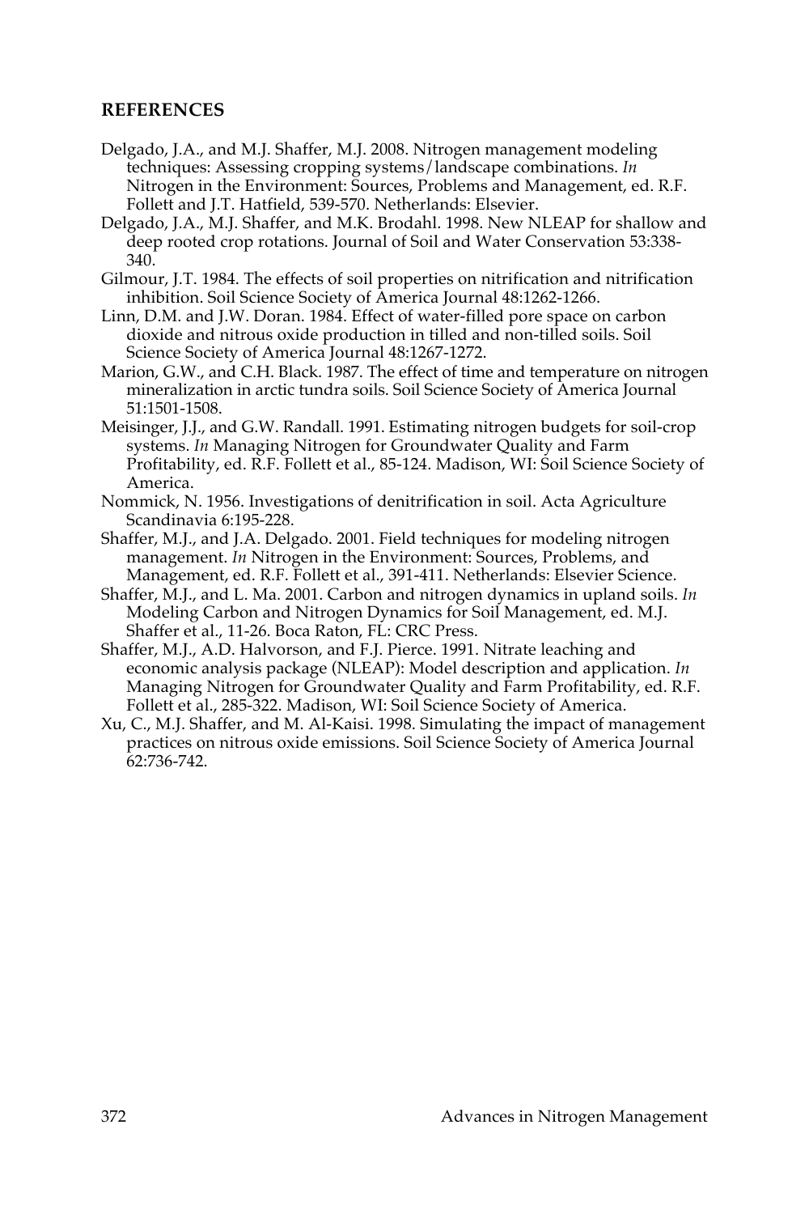## REFERENCES

Delgado, J.A., and M.J. Shaffer, M.J. 2008. Nitrogen management modeling techniques: Assessing cropping systems/landscape combinations. *In* Nitrogen in the Environment: Sources, Problems and Management, ed. R.F. Follett and J.T. Hatfield, 539-570. Netherlands: Elsevier.

Delgado, J.A., M.J. Shaffer, and M.K. Brodahl. 1998. New NLEAP for shallow and deep rooted crop rotations. Journal of Soil and Water Conservation 53:338-340.

Gilmour, J.T. 1984. The effects of soil properties on nitrification and nitrification inhibition. Soil Science Society of America Journal 48:1262-1266.

Linn, D.M. and J.W. Doran. 1984. Effect of water-filled pore space on carbon dioxide and nitrous oxide production in tilled and non-tilled soils. Soil Science Society of America Journal 48:1267-1272.

Marion, G.W., and C.H. Black. 1987. The effect of time and temperature on nitrogen mineralization in arctic tundra soils. Soil Science Society of America Journal 51:1501-1508.

Meisinger, J.J., and G.W. Randall. 1991. Estimating nitrogen budgets for soil-crop systems. *In* Managing Nitrogen for Groundwater Quality and Farm Profitability, ed. R.F. Follett et al., 85-124. Madison, WI: Soil Science Society of America.

Nommick, N. 1956. Investigations of denitrification in soil. Acta Agriculture Scandinavia 6:195-228.

Shaffer, M.J., and J.A. Delgado. 2001. Field techniques for modeling nitrogen management. *In* Nitrogen in the Environment: Sources, Problems, and Management, ed. R.F. Follett et al., 391-411. Netherlands: Elsevier Science.

Shaffer, M.J., and L. Ma. 2001. Carbon and nitrogen dynamics in upland soils. *In* Modeling Carbon and Nitrogen Dynamics for Soil Management, ed. M.J. Shaffer et al., 11-26. Boca Raton, FL: CRC Press.

Shaffer, M.J., A.D. Halvorson, and F.J. Pierce. 1991. Nitrate leaching and economic analysis package (NLEAP): Model description and application. *In* Managing Nitrogen for Groundwater Quality and Farm Profitability, ed. R.F. Follett et al., 285-322. Madison, WI: Soil Science Society of America.

Xu, C., M.J. Shaffer, and M. Al-Kaisi. 1998. Simulating the impact of management practices on nitrous oxide emissions. Soil Science Society of America Journal 62:736-742.